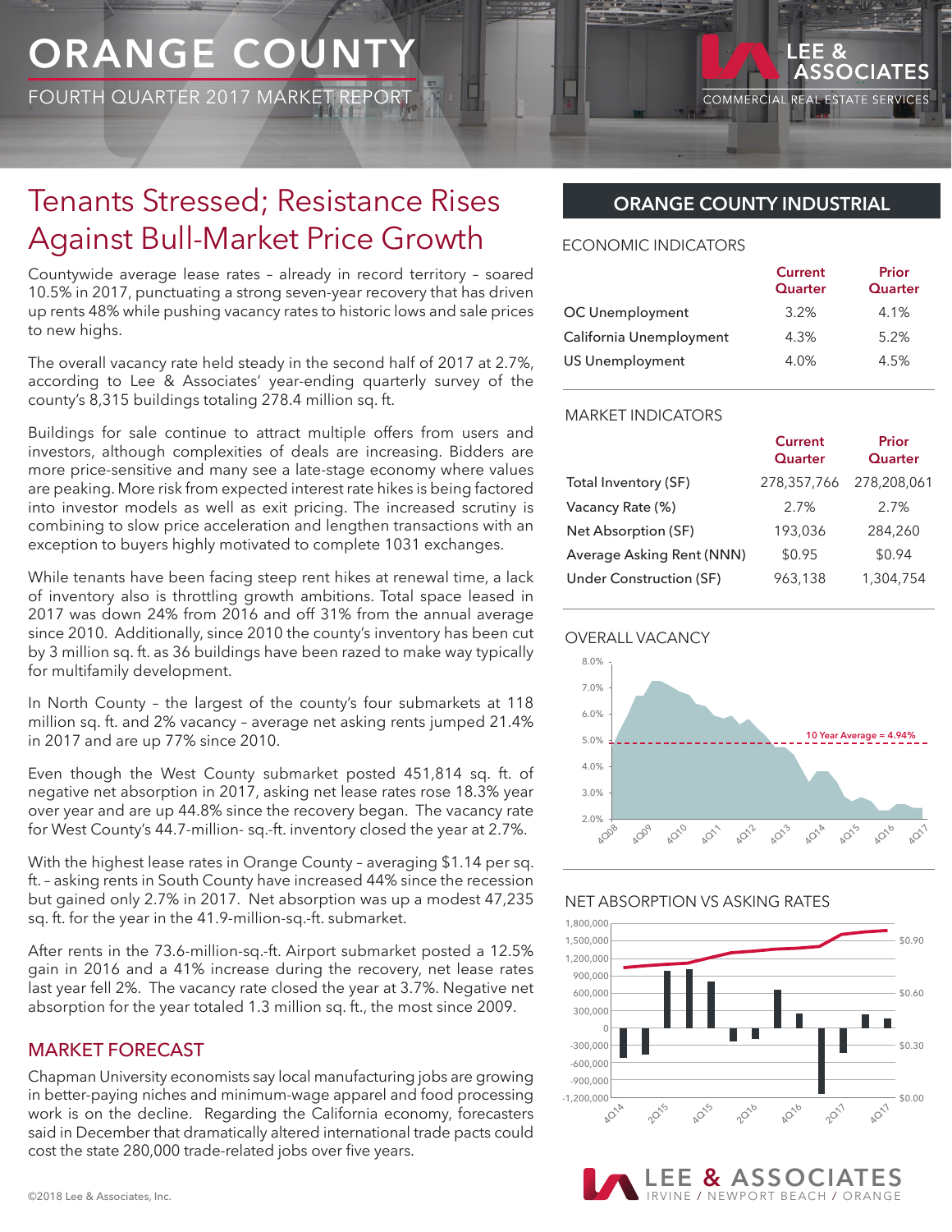# ORANGE COUNTY

FOURTH QUARTER 2017 MARKET REPORT

## Tenants Stressed; Resistance Rises Against Bull-Market Price Growth

Countywide average lease rates – already in record territory – soared 10.5% in 2017, punctuating a strong seven-year recovery that has driven up rents 48% while pushing vacancy rates to historic lows and sale prices to new highs.

The overall vacancy rate held steady in the second half of 2017 at 2.7%, according to Lee & Associates' year-ending quarterly survey of the county's 8,315 buildings totaling 278.4 million sq. ft.

Buildings for sale continue to attract multiple offers from users and investors, although complexities of deals are increasing. Bidders are more price-sensitive and many see a late-stage economy where values are peaking. More risk from expected interest rate hikes is being factored into investor models as well as exit pricing. The increased scrutiny is combining to slow price acceleration and lengthen transactions with an exception to buyers highly motivated to complete 1031 exchanges.

While tenants have been facing steep rent hikes at renewal time, a lack of inventory also is throttling growth ambitions. Total space leased in 2017 was down 24% from 2016 and off 31% from the annual average since 2010. Additionally, since 2010 the county's inventory has been cut by 3 million sq. ft. as 36 buildings have been razed to make way typically for multifamily development.

In North County – the largest of the county's four submarkets at 118 million sq. ft. and 2% vacancy – average net asking rents jumped 21.4% in 2017 and are up 77% since 2010.

Even though the West County submarket posted 451,814 sq. ft. of negative net absorption in 2017, asking net lease rates rose 18.3% year over year and are up 44.8% since the recovery began. The vacancy rate for West County's 44.7-million- sq.-ft. inventory closed the year at 2.7%.

With the highest lease rates in Orange County – averaging $1.14 per sq. ft. – asking rents in South County have increased 44% since the recession but gained only 2.7% in 2017. Net absorption was up a modest 47,235 sq. ft. for the year in the 41.9-million-sq.-ft. submarket.

After rents in the 73.6-million-sq.-ft. Airport submarket posted a 12.5% gain in 2016 and a 41% increase during the recovery, net lease rates last year fell 2%. The vacancy rate closed the year at 3.7%. Negative net absorption for the year totaled 1.3 million sq. ft., the most since 2009.

### MARKET FORECAST

Chapman University economists say local manufacturing jobs are growing in better-paying niches and minimum-wage apparel and food processing work is on the decline. Regarding the California economy, forecasters said in December that dramatically altered international trade pacts could cost the state 280,000 trade-related jobs over five years.

## ORANGE COUNTY INDUSTRIAL

### ECONOMIC INDICATORS

| | Current Quarter | Prior Quarter |
|---|---|---|
| OC Unemployment | 3.2% | 4.1% |
| California Unemployment | 4.3% | 5.2% |
| US Unemployment | 4.0% | 4.5% |

### MARKET INDICATORS

| | Current Quarter | Prior Quarter |
|---|---|---|
| Total Inventory (SF) | 278,357,766 | 278,208,061 |
| Vacancy Rate (%) | 2.7% | 2.7% |
| Net Absorption (SF) | 193,036 | 284,260 |
| Average Asking Rent (NNN) | $0.95 | $0.94 |
| Under Construction (SF) | 963,138 | 1,304,754 |

### OVERALL VACANCY

10 Year Average = 4.94%

### NET ABSORPTION VS ASKING RATES

©2018 Lee & Associates, Inc.

LEE & ASSOCIATES IRVINE / NEWPORT BEACH / ORANGE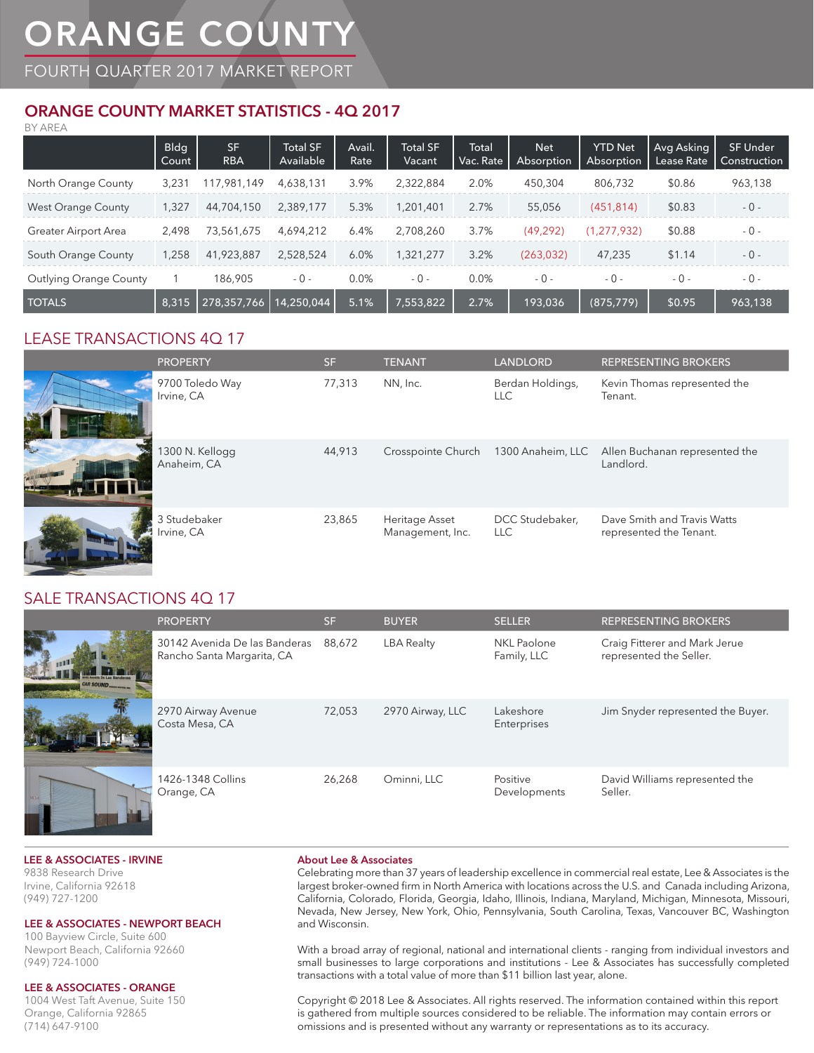# ORANGE COUNTY

FOURTH QUARTER 2017 MARKET REPORT

## ORANGE COUNTY MARKET STATISTICS - 4Q 2017

BY AREA

| | Bldg Count | SF RBA | Total SF Available | Avail. Rate | Total SF Vacant | Total Vac. Rate | Net Absorption | YTD Net Absorption | Avg Asking Lease Rate | SF Under Construction |
|---|---|---|---|---|---|---|---|---|---|---|
| North Orange County | 3,231 | 117,981,149 | 4,638,131 | 3.9% | 2,322,884 | 2.0% | 450,304 | 806,732 | $0.86 | 963,138 |
| West Orange County | 1,327 | 44,704,150 | 2,389,177 | 5.3% | 1,201,401 | 2.7% | 55,056 | (451,814) | $0.83 | - 0 - |
| Greater Airport Area | 2,498 | 73,561,675 | 4,694,212 | 6.4% | 2,708,260 | 3.7% | (49,292) | (1,277,932) | $0.88 | - 0 - |
| South Orange County | 1,258 | 41,923,887 | 2,528,524 | 6.0% | 1,321,277 | 3.2% | (263,032) | 47,235 | $1.14 | - 0 - |
| Outlying Orange County | 1 | 186,905 | - 0 - | 0.0% | - 0 - | 0.0% | - 0 - | - 0 - | - 0 - | - 0 - |
| TOTALS | 8,315 | 278,357,766 | 14,250,044 | 5.1% | 7,553,822 | 2.7% | 193,036 | (875,779) | $0.95 | 963,138 |

## LEASE TRANSACTIONS 4Q 17

| PROPERTY | SF | TENANT | LANDLORD | REPRESENTING BROKERS |
|---|---|---|---|---|
| 9700 Toledo Way<br>Irvine, CA | 77,313 | NN, Inc. | Berdan Holdings, LLC | Kevin Thomas represented the Tenant. |
| 1300 N. Kellogg<br>Anaheim, CA | 44,913 | Crosspointe Church | 1300 Anaheim, LLC | Allen Buchanan represented the Landlord. |
| 3 Studebaker<br>Irvine, CA | 23,865 | Heritage Asset Management, Inc. | DCC Studebaker, LLC | Dave Smith and Travis Watts represented the Tenant. |

## SALE TRANSACTIONS 4Q 17

| PROPERTY | SF | BUYER | SELLER | REPRESENTING BROKERS |
|---|---|---|---|---|
| 30142 Avenida De las Banderas<br>Rancho Santa Margarita, CA | 88,672 | LBA Realty | NKL Paolone Family, LLC | Craig Fitterer and Mark Jerue represented the Seller. |
| 2970 Airway Avenue<br>Costa Mesa, CA | 72,053 | 2970 Airway, LLC | Lakeshore Enterprises | Jim Snyder represented the Buyer. |
| 1426-1348 Collins<br>Orange, CA | 26,268 | Ominni, LLC | Positive Developments | David Williams represented the Seller. |

**LEE & ASSOCIATES - IRVINE**
9838 Research Drive
Irvine, California 92618
(949) 727-1200

**LEE & ASSOCIATES - NEWPORT BEACH**
100 Bayview Circle, Suite 600
Newport Beach, California 92660
(949) 724-1000

**LEE & ASSOCIATES - ORANGE**
1004 West Taft Avenue, Suite 150
Orange, California 92865
(714) 647-9100

**About Lee & Associates**

Celebrating more than 37 years of leadership excellence in commercial real estate, Lee & Associates is the largest broker-owned firm in North America with locations across the U.S. and Canada including Arizona, California, Colorado, Florida, Georgia, Idaho, Illinois, Indiana, Maryland, Michigan, Minnesota, Missouri, Nevada, New Jersey, New York, Ohio, Pennsylvania, South Carolina, Texas, Vancouver BC, Washington and Wisconsin.

With a broad array of regional, national and international clients - ranging from individual investors and small businesses to large corporations and institutions - Lee & Associates has successfully completed transactions with a total value of more than $11 billion last year, alone.

Copyright © 2018 Lee & Associates. All rights reserved. The information contained within this report is gathered from multiple sources considered to be reliable. The information may contain errors or omissions and is presented without any warranty or representations as to its accuracy.